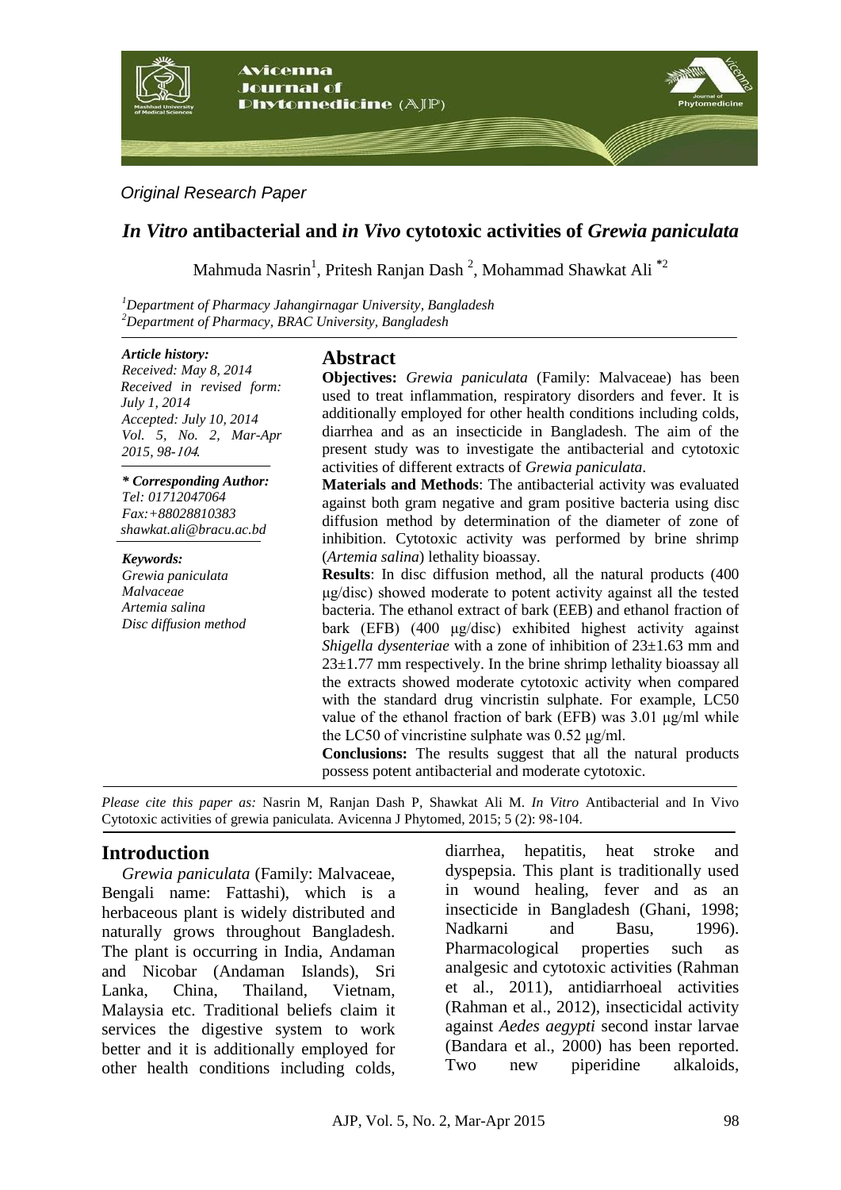*Original Research Paper*

# *In Vitro* antibacterial and *in Vivo* cytotoxic activities of *Grewia paniculata*

Mahmuda Nasrin[1], Pritesh Ranjan Dash [2], Mohammad Shawkat Ali *[2]

[1]*Department of Pharmacy Jahangirnagar University, Bangladesh*
[2]*Department of Pharmacy, BRAC University, Bangladesh*

***Article history:***
*Received: May 8, 2014*
*Received in revised form: July 1, 2014*
*Accepted: July 10, 2014*
*Vol. 5, No. 2, Mar-Apr 2015, 98-104.*

***\* Corresponding Author:***
*Tel: 01712047064*
*Fax:+88028810383*
*shawkat.ali@bracu.ac.bd*

***Keywords:***
*Grewia paniculata*
*Malvaceae*
*Artemia salina*
*Disc diffusion method*

## Abstract

**Objectives:** *Grewia paniculata* (Family: Malvaceae) has been used to treat inflammation, respiratory disorders and fever. It is additionally employed for other health conditions including colds, diarrhea and as an insecticide in Bangladesh. The aim of the present study was to investigate the antibacterial and cytotoxic activities of different extracts of *Grewia paniculata*.

**Materials and Methods**: The antibacterial activity was evaluated against both gram negative and gram positive bacteria using disc diffusion method by determination of the diameter of zone of inhibition. Cytotoxic activity was performed by brine shrimp (*Artemia salina*) lethality bioassay.

**Results**: In disc diffusion method, all the natural products (400 μg/disc) showed moderate to potent activity against all the tested bacteria. The ethanol extract of bark (EEB) and ethanol fraction of bark (EFB) (400 μg/disc) exhibited highest activity against *Shigella dysenteriae* with a zone of inhibition of 23±1.63 mm and 23±1.77 mm respectively. In the brine shrimp lethality bioassay all the extracts showed moderate cytotoxic activity when compared with the standard drug vincristin sulphate. For example, LC50 value of the ethanol fraction of bark (EFB) was 3.01 μg/ml while the LC50 of vincristine sulphate was 0.52 μg/ml.

**Conclusions:** The results suggest that all the natural products possess potent antibacterial and moderate cytotoxic.

*Please cite this paper as:* Nasrin M, Ranjan Dash P, Shawkat Ali M. *In Vitro* Antibacterial and In Vivo Cytotoxic activities of grewia paniculata. Avicenna J Phytomed, 2015; 5 (2): 98-104.

## Introduction

*Grewia paniculata* (Family: Malvaceae, Bengali name: Fattashi), which is a herbaceous plant is widely distributed and naturally grows throughout Bangladesh. The plant is occurring in India, Andaman and Nicobar (Andaman Islands), Sri Lanka, China, Thailand, Vietnam, Malaysia etc. Traditional beliefs claim it services the digestive system to work better and it is additionally employed for other health conditions including colds, diarrhea, hepatitis, heat stroke and dyspepsia. This plant is traditionally used in wound healing, fever and as an insecticide in Bangladesh (Ghani, 1998; Nadkarni and Basu, 1996). Pharmacological properties such as analgesic and cytotoxic activities (Rahman et al., 2011), antidiarrhoeal activities (Rahman et al., 2012), insecticidal activity against *Aedes aegypti* second instar larvae (Bandara et al., 2000) has been reported. Two new piperidine alkaloids,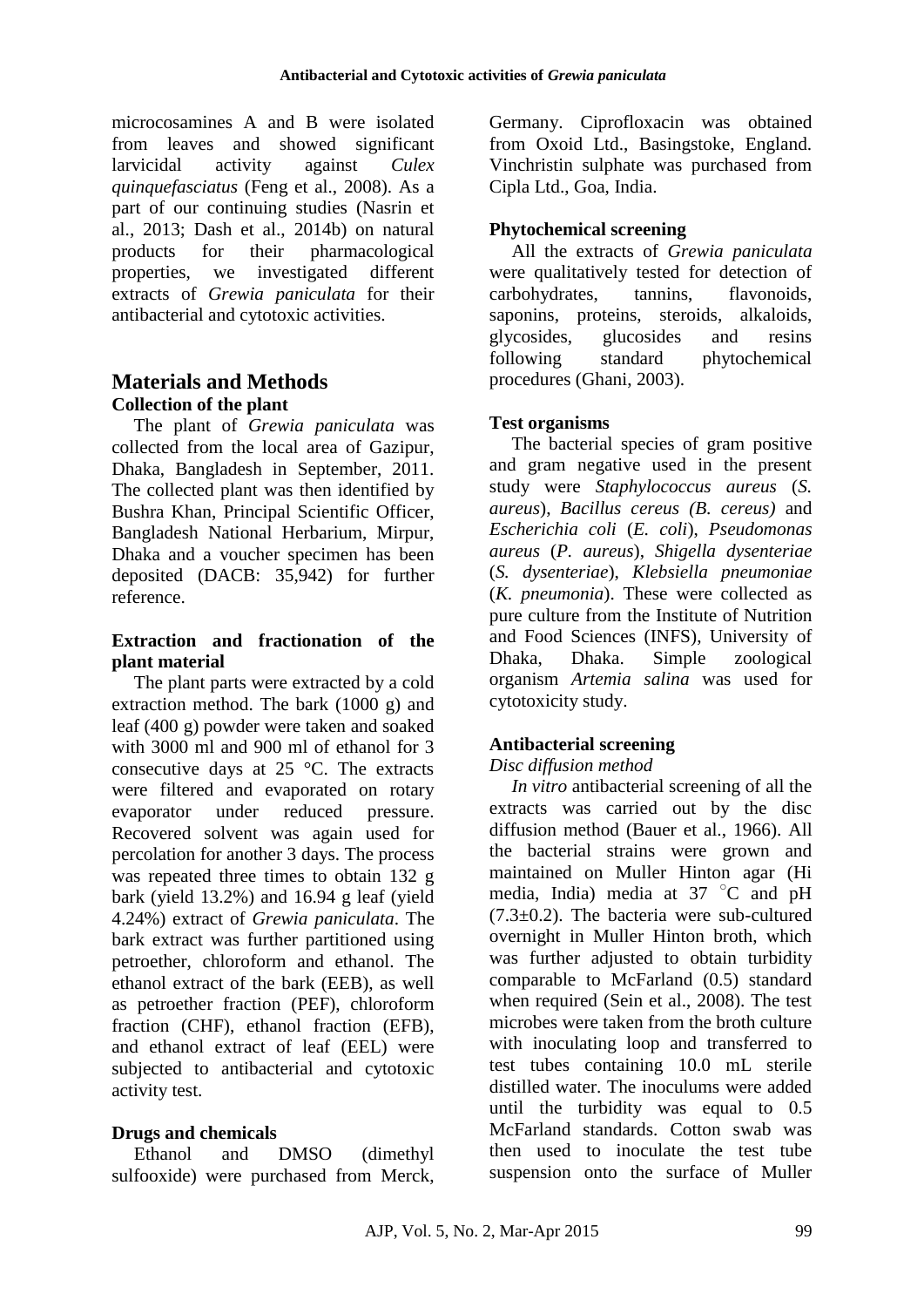microcosamines A and B were isolated from leaves and showed significant larvicidal activity against *Culex quinquefasciatus* (Feng et al., 2008). As a part of our continuing studies (Nasrin et al., 2013; Dash et al., 2014b) on natural products for their pharmacological properties, we investigated different extracts of *Grewia paniculata* for their antibacterial and cytotoxic activities.

## Materials and Methods

### Collection of the plant

The plant of *Grewia paniculata* was collected from the local area of Gazipur, Dhaka, Bangladesh in September, 2011. The collected plant was then identified by Bushra Khan, Principal Scientific Officer, Bangladesh National Herbarium, Mirpur, Dhaka and a voucher specimen has been deposited (DACB: 35,942) for further reference.

### Extraction and fractionation of the plant material

The plant parts were extracted by a cold extraction method. The bark (1000 g) and leaf (400 g) powder were taken and soaked with 3000 ml and 900 ml of ethanol for 3 consecutive days at 25 °C. The extracts were filtered and evaporated on rotary evaporator under reduced pressure. Recovered solvent was again used for percolation for another 3 days. The process was repeated three times to obtain 132 g bark (yield 13.2%) and 16.94 g leaf (yield 4.24%) extract of *Grewia paniculata*. The bark extract was further partitioned using petroether, chloroform and ethanol. The ethanol extract of the bark (EEB), as well as petroether fraction (PEF), chloroform fraction (CHF), ethanol fraction (EFB), and ethanol extract of leaf (EEL) were subjected to antibacterial and cytotoxic activity test.

### Drugs and chemicals

Ethanol and DMSO (dimethyl sulfooxide) were purchased from Merck, Germany. Ciprofloxacin was obtained from Oxoid Ltd., Basingstoke, England. Vinchristin sulphate was purchased from Cipla Ltd., Goa, India.

### Phytochemical screening

All the extracts of *Grewia paniculata* were qualitatively tested for detection of carbohydrates, tannins, flavonoids, saponins, proteins, steroids, alkaloids, glycosides, glucosides and resins following standard phytochemical procedures (Ghani, 2003).

### Test organisms

The bacterial species of gram positive and gram negative used in the present study were *Staphylococcus aureus* (*S. aureus*), *Bacillus cereus (B. cereus)* and *Escherichia coli* (*E. coli*), *Pseudomonas aureus* (*P. aureus*), *Shigella dysenteriae* (*S. dysenteriae*), *Klebsiella pneumoniae* (*K. pneumonia*). These were collected as pure culture from the Institute of Nutrition and Food Sciences (INFS), University of Dhaka, Dhaka. Simple zoological organism *Artemia salina* was used for cytotoxicity study.

### Antibacterial screening

*Disc diffusion method*

*In vitro* antibacterial screening of all the extracts was carried out by the disc diffusion method (Bauer et al., 1966). All the bacterial strains were grown and maintained on Muller Hinton agar (Hi media, India) media at 37 °C and pH (7.3±0.2). The bacteria were sub-cultured overnight in Muller Hinton broth, which was further adjusted to obtain turbidity comparable to McFarland (0.5) standard when required (Sein et al., 2008). The test microbes were taken from the broth culture with inoculating loop and transferred to test tubes containing 10.0 mL sterile distilled water. The inoculums were added until the turbidity was equal to 0.5 McFarland standards. Cotton swab was then used to inoculate the test tube suspension onto the surface of Muller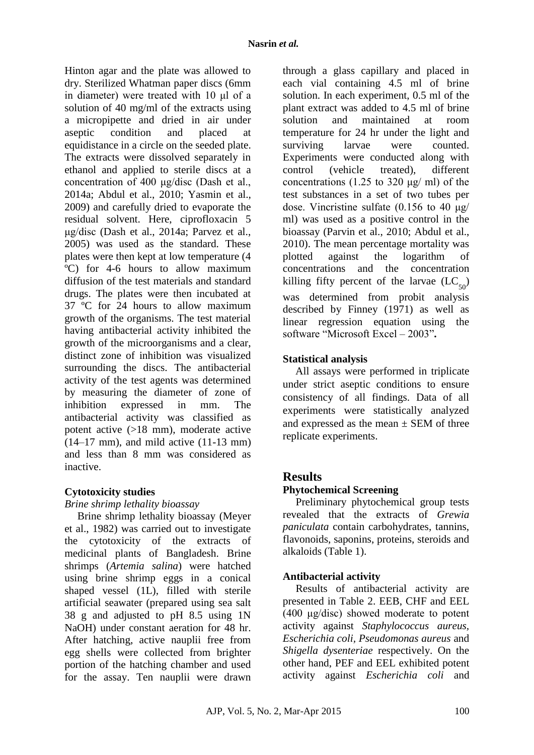Hinton agar and the plate was allowed to dry. Sterilized Whatman paper discs (6mm in diameter) were treated with 10 μl of a solution of 40 mg/ml of the extracts using a micropipette and dried in air under aseptic condition and placed at equidistance in a circle on the seeded plate. The extracts were dissolved separately in ethanol and applied to sterile discs at a concentration of 400 μg/disc (Dash et al., 2014a; Abdul et al., 2010; Yasmin et al., 2009) and carefully dried to evaporate the residual solvent. Here, ciprofloxacin 5 μg/disc (Dash et al., 2014a; Parvez et al., 2005) was used as the standard. These plates were then kept at low temperature (4 ºC) for 4-6 hours to allow maximum diffusion of the test materials and standard drugs. The plates were then incubated at 37 ºC for 24 hours to allow maximum growth of the organisms. The test material having antibacterial activity inhibited the growth of the microorganisms and a clear, distinct zone of inhibition was visualized surrounding the discs. The antibacterial activity of the test agents was determined by measuring the diameter of zone of inhibition expressed in mm. The antibacterial activity was classified as potent active (>18 mm), moderate active (14–17 mm), and mild active (11-13 mm) and less than 8 mm was considered as inactive.

### Cytotoxicity studies

*Brine shrimp lethality bioassay*

Brine shrimp lethality bioassay (Meyer et al., 1982) was carried out to investigate the cytotoxicity of the extracts of medicinal plants of Bangladesh. Brine shrimps (*Artemia salina*) were hatched using brine shrimp eggs in a conical shaped vessel (1L), filled with sterile artificial seawater (prepared using sea salt 38 g and adjusted to pH 8.5 using 1N NaOH) under constant aeration for 48 hr. After hatching, active nauplii free from egg shells were collected from brighter portion of the hatching chamber and used for the assay. Ten nauplii were drawn through a glass capillary and placed in each vial containing 4.5 ml of brine solution. In each experiment, 0.5 ml of the plant extract was added to 4.5 ml of brine solution and maintained at room temperature for 24 hr under the light and surviving larvae were counted. Experiments were conducted along with control (vehicle treated), different concentrations (1.25 to 320 μg/ ml) of the test substances in a set of two tubes per dose. Vincristine sulfate (0.156 to 40 μg/ ml) was used as a positive control in the bioassay (Parvin et al., 2010; Abdul et al., 2010). The mean percentage mortality was plotted against the logarithm of concentrations and the concentration killing fifty percent of the larvae ($LC_{50}$) was determined from probit analysis described by Finney (1971) as well as linear regression equation using the software "Microsoft Excel – 2003"**.**

### Statistical analysis

All assays were performed in triplicate under strict aseptic conditions to ensure consistency of all findings. Data of all experiments were statistically analyzed and expressed as the mean ± SEM of three replicate experiments.

## Results

### Phytochemical Screening

Preliminary phytochemical group tests revealed that the extracts of *Grewia paniculata* contain carbohydrates, tannins, flavonoids, saponins, proteins, steroids and alkaloids (Table 1).

### Antibacterial activity

Results of antibacterial activity are presented in Table 2. EEB, CHF and EEL (400 μg/disc) showed moderate to potent activity against *Staphylococcus aureus*, *Escherichia coli*, *Pseudomonas aureus* and *Shigella dysenteriae* respectively. On the other hand, PEF and EEL exhibited potent activity against *Escherichia coli* and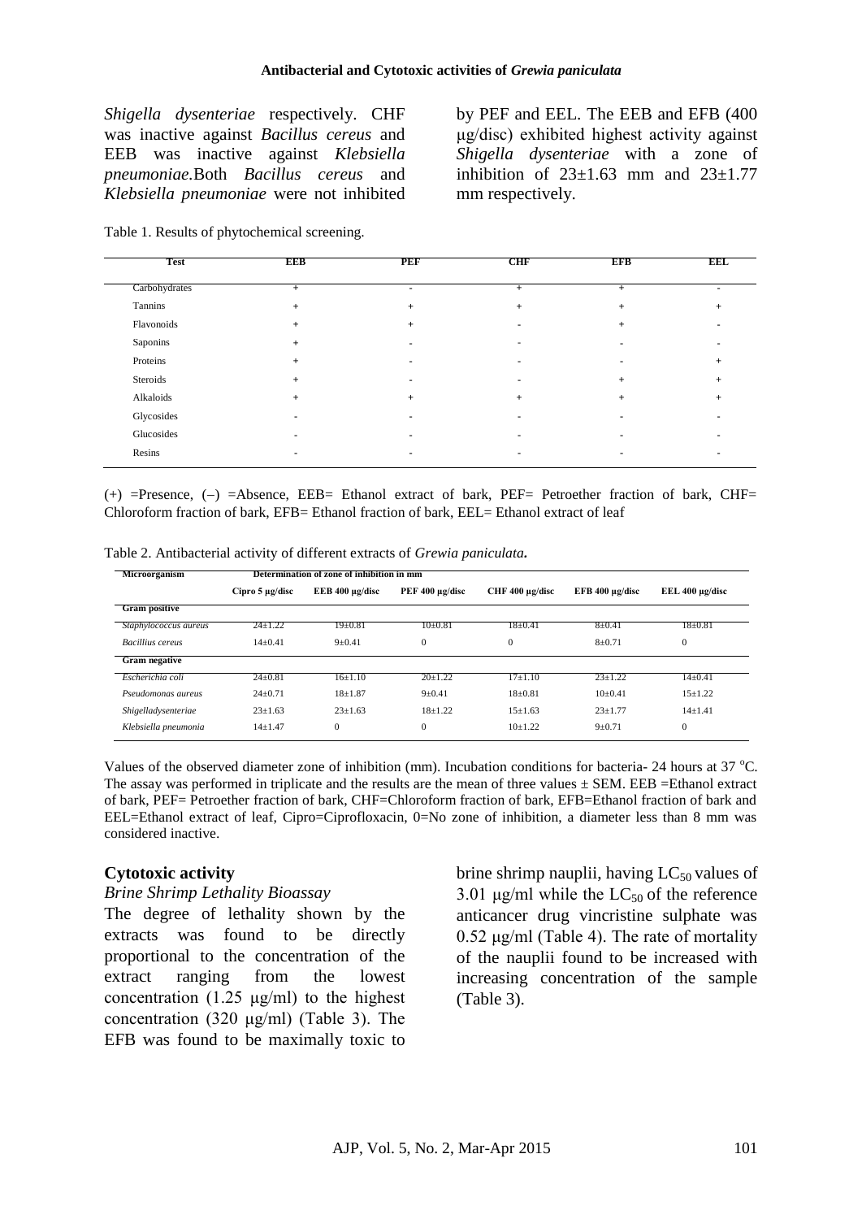*Shigella dysenteriae* respectively. CHF was inactive against *Bacillus cereus* and EEB was inactive against *Klebsiella pneumoniae*.Both *Bacillus cereus* and *Klebsiella pneumoniae* were not inhibited by PEF and EEL. The EEB and EFB (400 µg/disc) exhibited highest activity against *Shigella dysenteriae* with a zone of inhibition of 23±1.63 mm and 23±1.77 mm respectively.

Table 1. Results of phytochemical screening.

| Test | EEB | PEF | CHF | EFB | EEL |
|---|---|---|---|---|---|
| Carbohydrates | + | - | + | + | - |
| Tannins | + | + | + | + | + |
| Flavonoids | + | + | - | + | - |
| Saponins | + | - | - | - | - |
| Proteins | + | - | - | - | + |
| Steroids | + | - | - | + | + |
| Alkaloids | + | + | + | + | + |
| Glycosides | - | - | - | - | - |
| Glucosides | - | - | - | - | - |
| Resins | - | - | - | - | - |

(+) =Presence, (–) =Absence, EEB= Ethanol extract of bark, PEF= Petroether fraction of bark, CHF= Chloroform fraction of bark, EFB= Ethanol fraction of bark, EEL= Ethanol extract of leaf

Table 2. Antibacterial activity of different extracts of *Grewia paniculata*.

| Microorganism | Determination of zone of inhibition in mm | | | | | |
|---|---|---|---|---|---|---|
| | Cipro 5 µg/disc | EEB 400 µg/disc | PEF 400 µg/disc | CHF 400 µg/disc | EFB 400 µg/disc | EEL 400 µg/disc |
| **Gram positive** | | | | | | |
| *Staphylococcus aureus* | 24±1.22 | 19±0.81 | 10±0.81 | 18±0.41 | 8±0.41 | 18±0.81 |
| *Bacillius cereus* | 14±0.41 | 9±0.41 | 0 | 0 | 8±0.71 | 0 |
| **Gram negative** | | | | | | |
| *Escherichia coli* | 24±0.81 | 16±1.10 | 20±1.22 | 17±1.10 | 23±1.22 | 14±0.41 |
| *Pseudomonas aureus* | 24±0.71 | 18±1.87 | 9±0.41 | 18±0.81 | 10±0.41 | 15±1.22 |
| *Shigelladysenteriae* | 23±1.63 | 23±1.63 | 18±1.22 | 15±1.63 | 23±1.77 | 14±1.41 |
| *Klebsiella pneumonia* | 14±1.47 | 0 | 0 | 10±1.22 | 9±0.71 | 0 |

Values of the observed diameter zone of inhibition (mm). Incubation conditions for bacteria- 24 hours at 37 $^{o}$C. The assay was performed in triplicate and the results are the mean of three values ± SEM. EEB =Ethanol extract of bark, PEF= Petroether fraction of bark, CHF=Chloroform fraction of bark, EFB=Ethanol fraction of bark and EEL=Ethanol extract of leaf, Cipro=Ciprofloxacin, 0=No zone of inhibition, a diameter less than 8 mm was considered inactive.

### Cytotoxic activity

*Brine Shrimp Lethality Bioassay*

The degree of lethality shown by the extracts was found to be directly proportional to the concentration of the extract ranging from the lowest concentration (1.25 µg/ml) to the highest concentration (320 µg/ml) (Table 3). The EFB was found to be maximally toxic to brine shrimp nauplii, having $LC_{50}$ values of 3.01 µg/ml while the $LC_{50}$ of the reference anticancer drug vincristine sulphate was 0.52 µg/ml (Table 4). The rate of mortality of the nauplii found to be increased with increasing concentration of the sample (Table 3).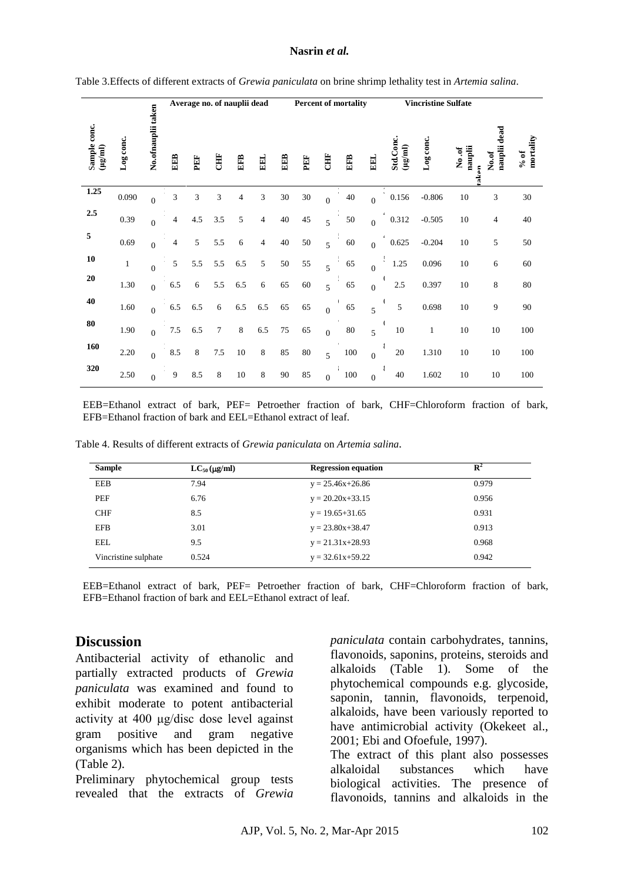Table 3.Effects of different extracts of *Grewia paniculata* on brine shrimp lethality test in *Artemia salina*.

| Sample conc. (µg/ml) | Log conc. | No.ofnauplii taken | Average no. of nauplii dead | | | | | Percent of mortality | | | | | Vincristine Sulfate | | | | |
|---|---|---|---|---|---|---|---|---|---|---|---|---|---|---|---|---|---|
| | | | EEB | PEF | CHF | EFB | EEL | EEB | PEF | CHF | EFB | EEL | Std.Conc. (µg/ml) | Log conc. | No.of nauplii taken | No.of nauplii dead | % of mortality |
| 1.25 | 0.090 | 0 | 3 | 3 | 3 | 4 | 3 | 30 | 30 | 0 | 40 | 0 | 0.156 | -0.806 | 10 | 3 | 30 |
| 2.5 | 0.39 | 0 | 4 | 4.5 | 3.5 | 5 | 4 | 40 | 45 | 5 | 50 | 0 | 0.312 | -0.505 | 10 | 4 | 40 |
| 5 | 0.69 | 0 | 4 | 5 | 5.5 | 6 | 4 | 40 | 50 | 5 | 60 | 0 | 0.625 | -0.204 | 10 | 5 | 50 |
| 10 | 1 | 0 | 5 | 5.5 | 5.5 | 6.5 | 5 | 50 | 55 | 5 | 65 | 0 | 1.25 | 0.096 | 10 | 6 | 60 |
| 20 | 1.30 | 0 | 6.5 | 6 | 5.5 | 6.5 | 6 | 65 | 60 | 5 | 65 | 0 | 2.5 | 0.397 | 10 | 8 | 80 |
| 40 | 1.60 | 0 | 6.5 | 6.5 | 6 | 6.5 | 6.5 | 65 | 65 | 0 | 65 | 5 | 5 | 0.698 | 10 | 9 | 90 |
| 80 | 1.90 | 0 | 7.5 | 6.5 | 7 | 8 | 6.5 | 75 | 65 | 0 | 80 | 5 | 10 | 1 | 10 | 10 | 100 |
| 160 | 2.20 | 0 | 8.5 | 8 | 7.5 | 10 | 8 | 85 | 80 | 5 | 100 | 0 | 20 | 1.310 | 10 | 10 | 100 |
| 320 | 2.50 | 0 | 9 | 8.5 | 8 | 10 | 8 | 90 | 85 | 0 | 100 | 0 | 40 | 1.602 | 10 | 10 | 100 |

EEB=Ethanol extract of bark, PEF= Petroether fraction of bark, CHF=Chloroform fraction of bark, EFB=Ethanol fraction of bark and EEL=Ethanol extract of leaf.

Table 4. Results of different extracts of *Grewia paniculata* on *Artemia salina*.

| Sample | $LC_{50}$ (µg/ml) | Regression equation | $R^2$ |
|---|---|---|---|
| EEB | 7.94 | y = 25.46x+26.86 | 0.979 |
| PEF | 6.76 | y = 20.20x+33.15 | 0.956 |
| CHF | 8.5 | y = 19.65+31.65 | 0.931 |
| EFB | 3.01 | y = 23.80x+38.47 | 0.913 |
| EEL | 9.5 | y = 21.31x+28.93 | 0.968 |
| Vincristine sulphate | 0.524 | y = 32.61x+59.22 | 0.942 |

EEB=Ethanol extract of bark, PEF= Petroether fraction of bark, CHF=Chloroform fraction of bark, EFB=Ethanol fraction of bark and EEL=Ethanol extract of leaf.

## Discussion

Antibacterial activity of ethanolic and partially extracted products of *Grewia paniculata* was examined and found to exhibit moderate to potent antibacterial activity at 400 µg/disc dose level against gram positive and gram negative organisms which has been depicted in the (Table 2).

Preliminary phytochemical group tests revealed that the extracts of *Grewia paniculata* contain carbohydrates, tannins, flavonoids, saponins, proteins, steroids and alkaloids (Table 1). Some of the phytochemical compounds e.g. glycoside, saponin, tannin, flavonoids, terpenoid, alkaloids, have been variously reported to have antimicrobial activity (Okekeet al., 2001; Ebi and Ofoefule, 1997).

The extract of this plant also possesses alkaloidal substances which have biological activities. The presence of flavonoids, tannins and alkaloids in the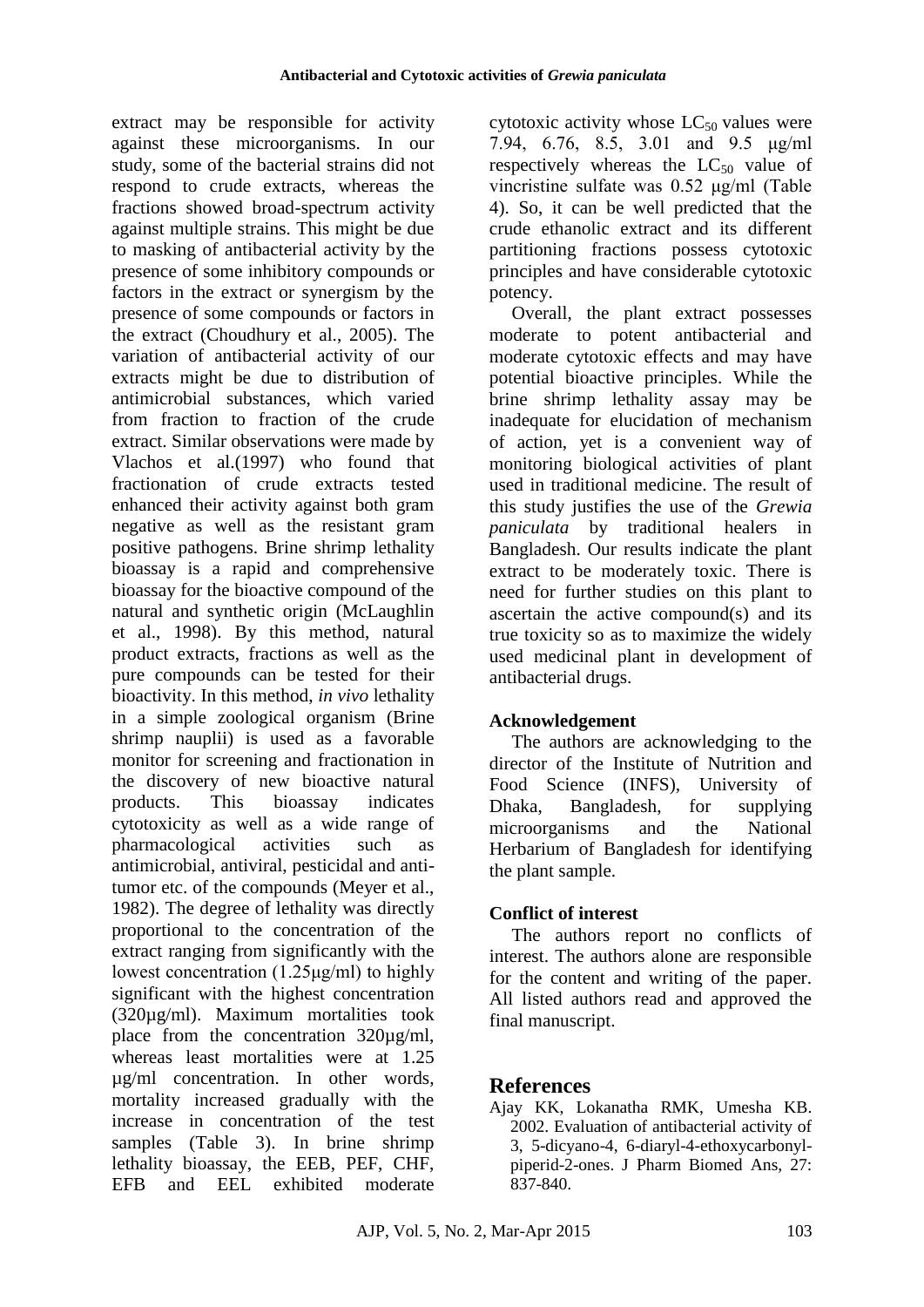extract may be responsible for activity against these microorganisms. In our study, some of the bacterial strains did not respond to crude extracts, whereas the fractions showed broad-spectrum activity against multiple strains. This might be due to masking of antibacterial activity by the presence of some inhibitory compounds or factors in the extract or synergism by the presence of some compounds or factors in the extract (Choudhury et al., 2005). The variation of antibacterial activity of our extracts might be due to distribution of antimicrobial substances, which varied from fraction to fraction of the crude extract. Similar observations were made by Vlachos et al.(1997) who found that fractionation of crude extracts tested enhanced their activity against both gram negative as well as the resistant gram positive pathogens. Brine shrimp lethality bioassay is a rapid and comprehensive bioassay for the bioactive compound of the natural and synthetic origin (McLaughlin et al., 1998). By this method, natural product extracts, fractions as well as the pure compounds can be tested for their bioactivity. In this method, *in vivo* lethality in a simple zoological organism (Brine shrimp nauplii) is used as a favorable monitor for screening and fractionation in the discovery of new bioactive natural products. This bioassay indicates cytotoxicity as well as a wide range of pharmacological activities such as antimicrobial, antiviral, pesticidal and anti-tumor etc. of the compounds (Meyer et al., 1982). The degree of lethality was directly proportional to the concentration of the extract ranging from significantly with the lowest concentration (1.25μg/ml) to highly significant with the highest concentration (320μg/ml). Maximum mortalities took place from the concentration 320μg/ml, whereas least mortalities were at 1.25 μg/ml concentration. In other words, mortality increased gradually with the increase in concentration of the test samples (Table 3). In brine shrimp lethality bioassay, the EEB, PEF, CHF, EFB and EEL exhibited moderate cytotoxic activity whose $LC_{50}$ values were 7.94, 6.76, 8.5, 3.01 and 9.5 μg/ml respectively whereas the $LC_{50}$ value of vincristine sulfate was 0.52 μg/ml (Table 4). So, it can be well predicted that the crude ethanolic extract and its different partitioning fractions possess cytotoxic principles and have considerable cytotoxic potency.

Overall, the plant extract possesses moderate to potent antibacterial and moderate cytotoxic effects and may have potential bioactive principles. While the brine shrimp lethality assay may be inadequate for elucidation of mechanism of action, yet is a convenient way of monitoring biological activities of plant used in traditional medicine. The result of this study justifies the use of the *Grewia paniculata* by traditional healers in Bangladesh. Our results indicate the plant extract to be moderately toxic. There is need for further studies on this plant to ascertain the active compound(s) and its true toxicity so as to maximize the widely used medicinal plant in development of antibacterial drugs.

### Acknowledgement

The authors are acknowledging to the director of the Institute of Nutrition and Food Science (INFS), University of Dhaka, Bangladesh, for supplying microorganisms and the National Herbarium of Bangladesh for identifying the plant sample.

### Conflict of interest

The authors report no conflicts of interest. The authors alone are responsible for the content and writing of the paper. All listed authors read and approved the final manuscript.

## References

Ajay KK, Lokanatha RMK, Umesha KB. 2002. Evaluation of antibacterial activity of 3, 5-dicyano-4, 6-diaryl-4-ethoxycarbonyl-piperid-2-ones. J Pharm Biomed Ans, 27: 837-840.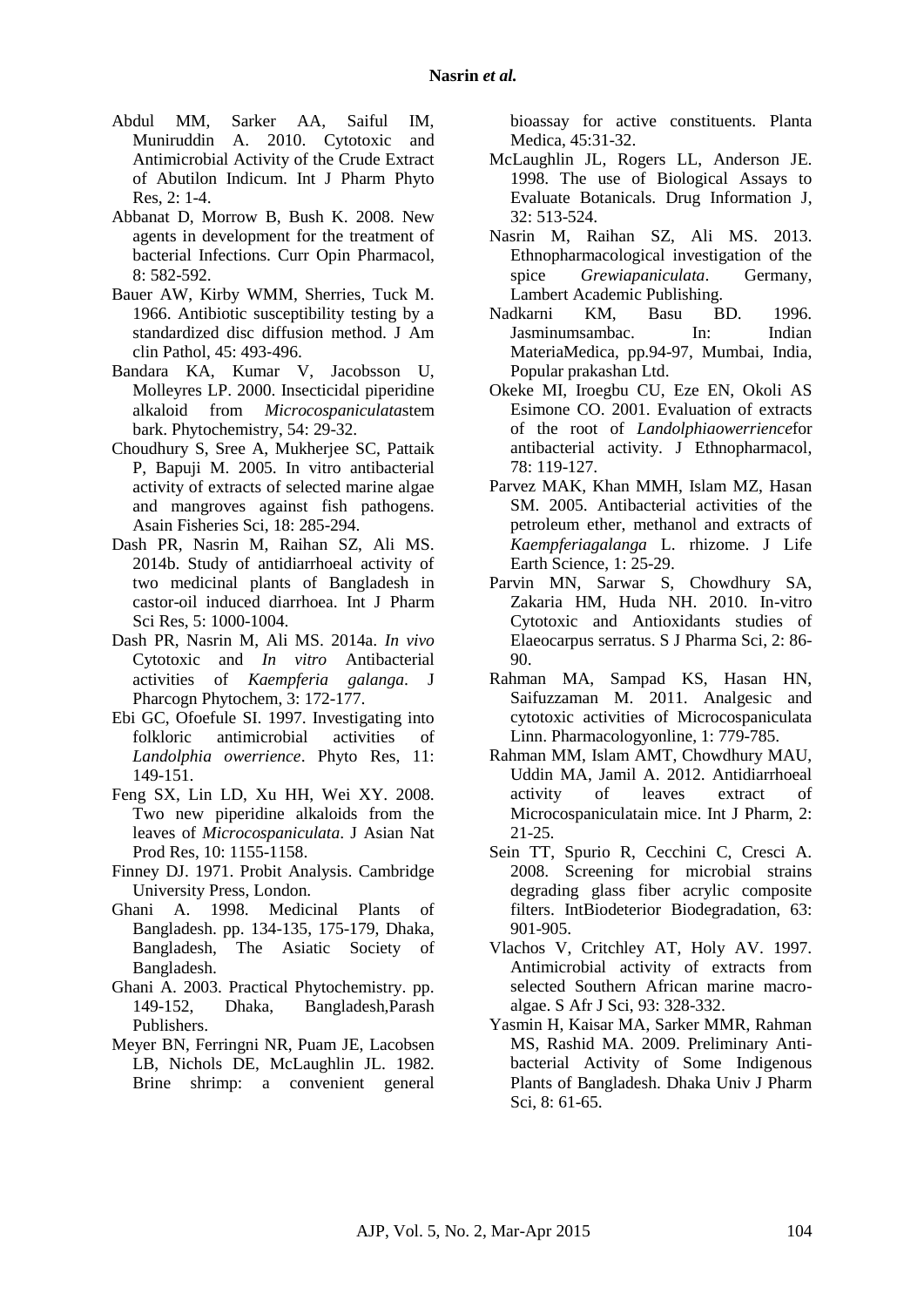Abdul MM, Sarker AA, Saiful IM, Muniruddin A. 2010. Cytotoxic and Antimicrobial Activity of the Crude Extract of Abutilon Indicum. Int J Pharm Phyto Res, 2: 1-4.

Abbanat D, Morrow B, Bush K. 2008. New agents in development for the treatment of bacterial Infections. Curr Opin Pharmacol, 8: 582-592.

Bauer AW, Kirby WMM, Sherries, Tuck M. 1966. Antibiotic susceptibility testing by a standardized disc diffusion method. J Am clin Pathol, 45: 493-496.

Bandara KA, Kumar V, Jacobsson U, Molleyres LP. 2000. Insecticidal piperidine alkaloid from *Microcospaniculata*stem bark. Phytochemistry, 54: 29-32.

Choudhury S, Sree A, Mukherjee SC, Pattaik P, Bapuji M. 2005. In vitro antibacterial activity of extracts of selected marine algae and mangroves against fish pathogens. Asain Fisheries Sci, 18: 285-294.

Dash PR, Nasrin M, Raihan SZ, Ali MS. 2014b. Study of antidiarrhoeal activity of two medicinal plants of Bangladesh in castor-oil induced diarrhoea. Int J Pharm Sci Res, 5: 1000-1004.

Dash PR, Nasrin M, Ali MS. 2014a. *In vivo* Cytotoxic and *In vitro* Antibacterial activities of *Kaempferia galanga*. J Pharcogn Phytochem, 3: 172-177.

Ebi GC, Ofoefule SI. 1997. Investigating into folkloric antimicrobial activities of *Landolphia owerrience*. Phyto Res, 11: 149-151.

Feng SX, Lin LD, Xu HH, Wei XY. 2008. Two new piperidine alkaloids from the leaves of *Microcospaniculata*. J Asian Nat Prod Res, 10: 1155-1158.

Finney DJ. 1971. Probit Analysis. Cambridge University Press, London.

Ghani A. 1998. Medicinal Plants of Bangladesh. pp. 134-135, 175-179, Dhaka, Bangladesh, The Asiatic Society of Bangladesh.

Ghani A. 2003. Practical Phytochemistry. pp. 149-152, Dhaka, Bangladesh,Parash Publishers.

Meyer BN, Ferringni NR, Puam JE, Lacobsen LB, Nichols DE, McLaughlin JL. 1982. Brine shrimp: a convenient general bioassay for active constituents. Planta Medica, 45:31-32.

McLaughlin JL, Rogers LL, Anderson JE. 1998. The use of Biological Assays to Evaluate Botanicals. Drug Information J, 32: 513-524.

Nasrin M, Raihan SZ, Ali MS. 2013. Ethnopharmacological investigation of the spice *Grewiapaniculata*. Germany, Lambert Academic Publishing.

Nadkarni KM, Basu BD. 1996. Jasminumsambac. In: Indian MateriaMedica, pp.94-97, Mumbai, India, Popular prakashan Ltd.

Okeke MI, Iroegbu CU, Eze EN, Okoli AS Esimone CO. 2001. Evaluation of extracts of the root of *Landolphiaowerrience*for antibacterial activity. J Ethnopharmacol, 78: 119-127.

Parvez MAK, Khan MMH, Islam MZ, Hasan SM. 2005. Antibacterial activities of the petroleum ether, methanol and extracts of *Kaempferiagalanga* L. rhizome. J Life Earth Science, 1: 25-29.

Parvin MN, Sarwar S, Chowdhury SA, Zakaria HM, Huda NH. 2010. In-vitro Cytotoxic and Antioxidants studies of Elaeocarpus serratus. S J Pharma Sci, 2: 86-90.

Rahman MA, Sampad KS, Hasan HN, Saifuzzaman M. 2011. Analgesic and cytotoxic activities of Microcospaniculata Linn. Pharmacologyonline, 1: 779-785.

Rahman MM, Islam AMT, Chowdhury MAU, Uddin MA, Jamil A. 2012. Antidiarrhoeal activity of leaves extract of Microcospaniculatain mice. Int J Pharm, 2: 21-25.

Sein TT, Spurio R, Cecchini C, Cresci A. 2008. Screening for microbial strains degrading glass fiber acrylic composite filters. IntBiodeterior Biodegradation, 63: 901-905.

Vlachos V, Critchley AT, Holy AV. 1997. Antimicrobial activity of extracts from selected Southern African marine macro-algae. S Afr J Sci, 93: 328-332.

Yasmin H, Kaisar MA, Sarker MMR, Rahman MS, Rashid MA. 2009. Preliminary Anti-bacterial Activity of Some Indigenous Plants of Bangladesh. Dhaka Univ J Pharm Sci, 8: 61-65.